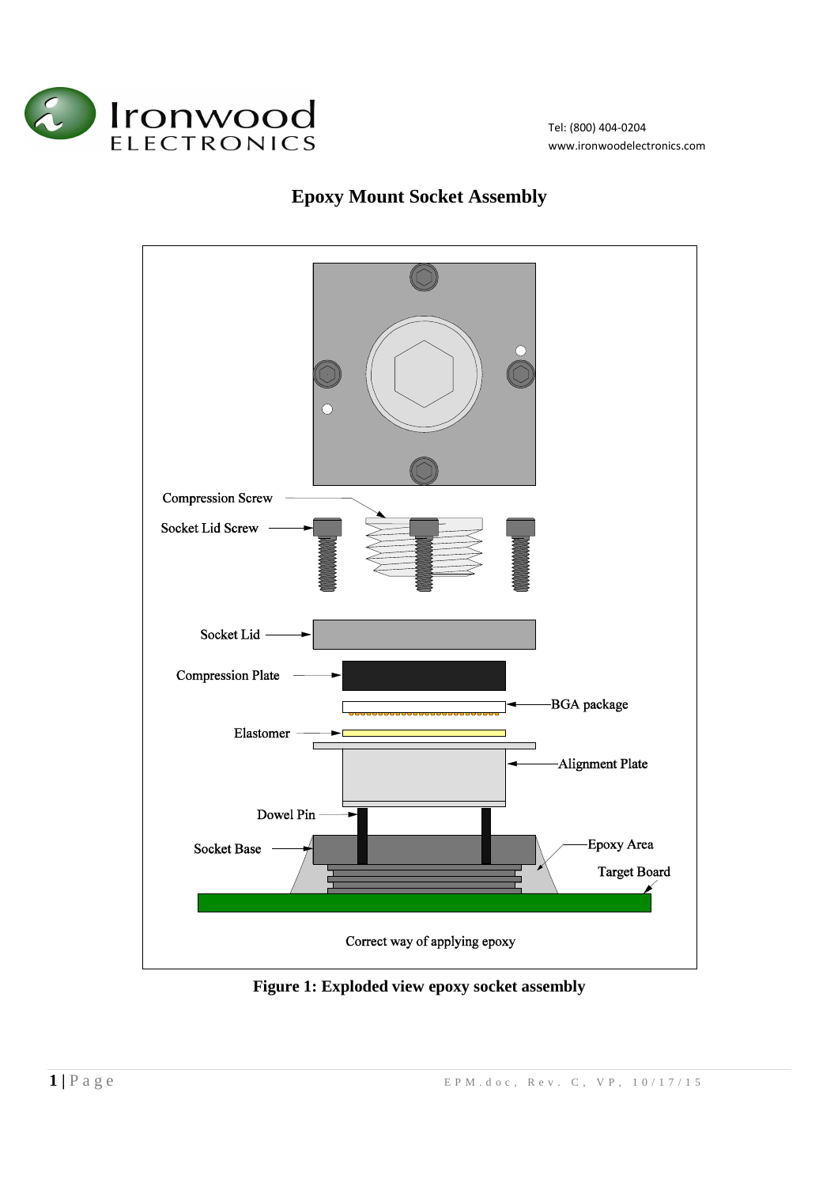Ironwood ELECTRONICS

Tel: (800) 404-0204
www.ironwoodelectronics.com

# Epoxy Mount Socket Assembly

Compression Screw

Socket Lid Screw

Socket Lid

Compression Plate

BGA package

Elastomer

Alignment Plate

Dowel Pin

Socket Base

Epoxy Area

Target Board

Correct way of applying epoxy

**Figure 1: Exploded view epoxy socket assembly**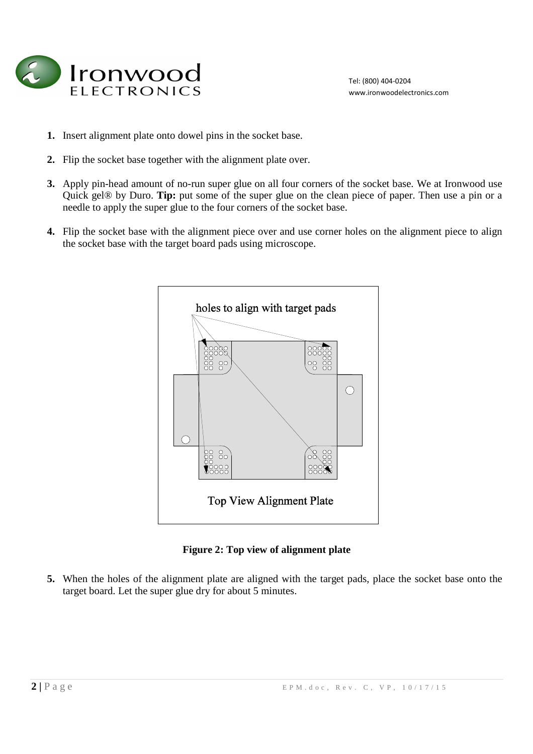1. **Insert** alignment plate onto dowel pins in the socket base.

2. Flip the socket base together with the alignment plate over.

3. Apply pin-head amount of no-run super glue on all four corners of the socket base. We at Ironwood use Quick gel® by Duro. **Tip:** put some of the super glue on the clean piece of paper. Then use a pin or a needle to apply the super glue to the four corners of the socket base.

4. Flip the socket base with the alignment piece over and use corner holes on the alignment piece to align the socket base with the target board pads using microscope.

holes to align with target pads

Top View Alignment Plate

**Figure 2: Top view of alignment plate**

5. When the holes of the alignment plate are aligned with the target pads, place the socket base onto the target board. Let the super glue dry for about 5 minutes.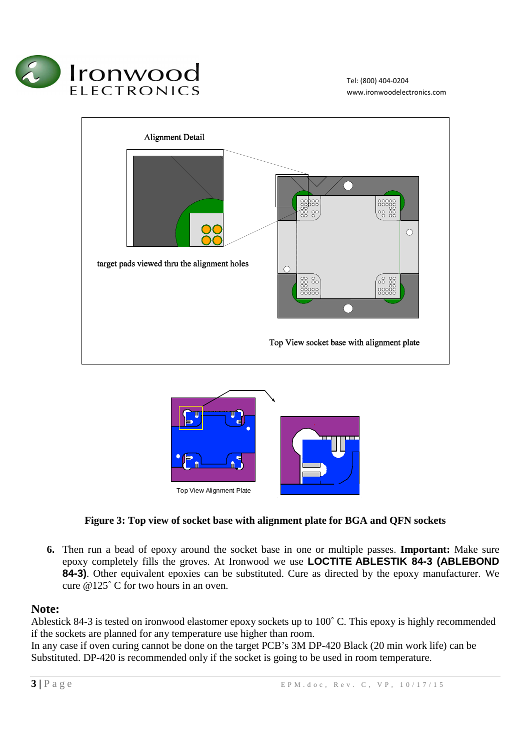Alignment Detail

target pads viewed thru the alignment holes

Top View socket base with alignment plate

Top View Alignment Plate

**Figure 3: Top view of socket base with alignment plate for BGA and QFN sockets**

6. Then run a bead of epoxy around the socket base in one or multiple passes. **Important:** Make sure epoxy completely fills the groves. At Ironwood we use **LOCTITE ABLESTIK 84-3 (ABLEBOND 84-3)**. Other equivalent epoxies can be substituted. Cure as directed by the epoxy manufacturer. We cure @125˚ C for two hours in an oven.

## Note:

Ablestick 84-3 is tested on ironwood elastomer epoxy sockets up to 100˚ C. This epoxy is highly recommended if the sockets are planned for any temperature use higher than room.
In any case if oven curing cannot be done on the target PCB's 3M DP-420 Black (20 min work life) can be Substituted. DP-420 is recommended only if the socket is going to be used in room temperature.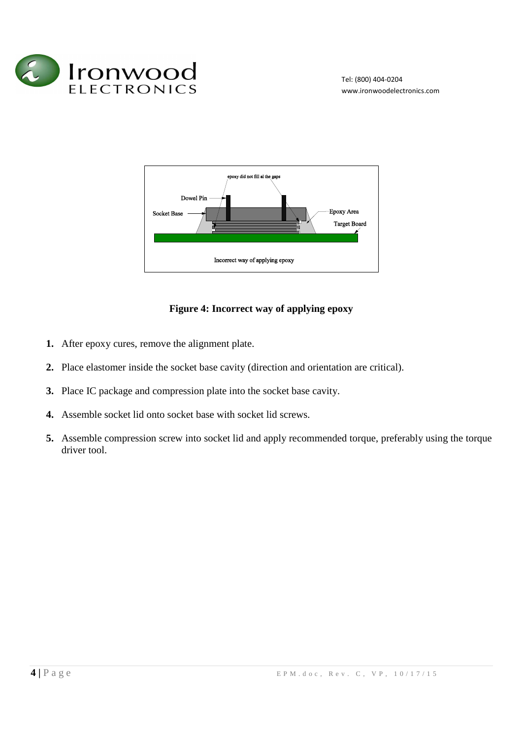epoxy did not fill al the gaps

Dowel Pin

Socket Base

Epoxy Area

Target Board

Incorrect way of applying epoxy

**Figure 4: Incorrect way of applying epoxy**

1. After epoxy cures, remove the alignment plate.
2. Place elastomer inside the socket base cavity (direction and orientation are critical).
3. Place IC package and compression plate into the socket base cavity.
4. Assemble socket lid onto socket base with socket lid screws.
5. Assemble compression screw into socket lid and apply recommended torque, preferably using the torque driver tool.